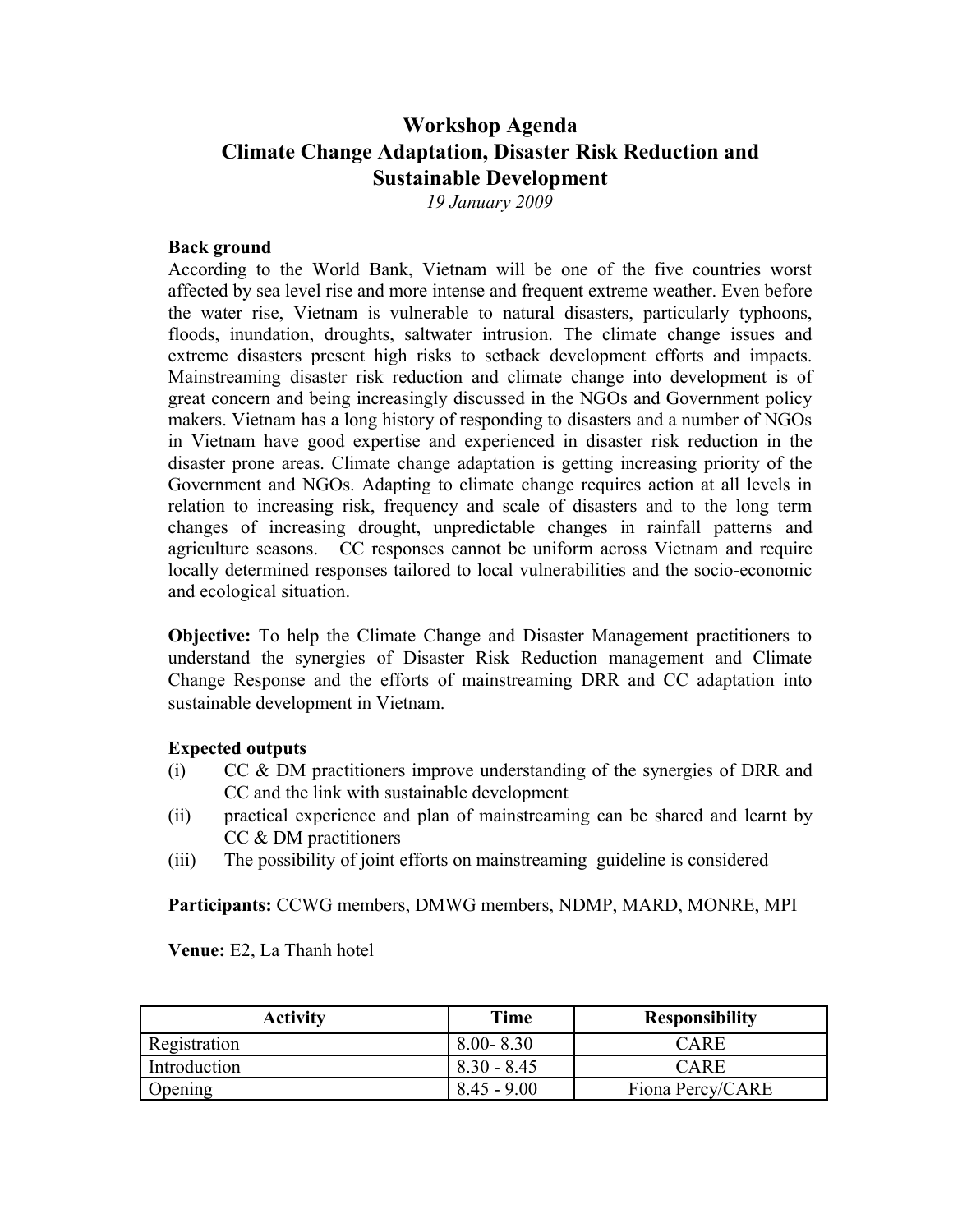# Workshop Agenda
# Climate Change Adaptation, Disaster Risk Reduction and Sustainable Development

*19 January 2009*

**Back ground**

According to the World Bank, Vietnam will be one of the five countries worst affected by sea level rise and more intense and frequent extreme weather. Even before the water rise, Vietnam is vulnerable to natural disasters, particularly typhoons, floods, inundation, droughts, saltwater intrusion. The climate change issues and extreme disasters present high risks to setback development efforts and impacts. Mainstreaming disaster risk reduction and climate change into development is of great concern and being increasingly discussed in the NGOs and Government policy makers. Vietnam has a long history of responding to disasters and a number of NGOs in Vietnam have good expertise and experienced in disaster risk reduction in the disaster prone areas. Climate change adaptation is getting increasing priority of the Government and NGOs. Adapting to climate change requires action at all levels in relation to increasing risk, frequency and scale of disasters and to the long term changes of increasing drought, unpredictable changes in rainfall patterns and agriculture seasons. CC responses cannot be uniform across Vietnam and require locally determined responses tailored to local vulnerabilities and the socio-economic and ecological situation.

**Objective:** To help the Climate Change and Disaster Management practitioners to understand the synergies of Disaster Risk Reduction management and Climate Change Response and the efforts of mainstreaming DRR and CC adaptation into sustainable development in Vietnam.

**Expected outputs**

- (i) CC & DM practitioners improve understanding of the synergies of DRR and CC and the link with sustainable development
- (ii) practical experience and plan of mainstreaming can be shared and learnt by CC & DM practitioners
- (iii) The possibility of joint efforts on mainstreaming guideline is considered

**Participants:** CCWG members, DMWG members, NDMP, MARD, MONRE, MPI

**Venue:** E2, La Thanh hotel

| Activity | Time | Responsibility |
| --- | --- | --- |
| Registration | 8.00- 8.30 | CARE |
| Introduction | 8.30 - 8.45 | CARE |
| Opening | 8.45 - 9.00 | Fiona Percy/CARE |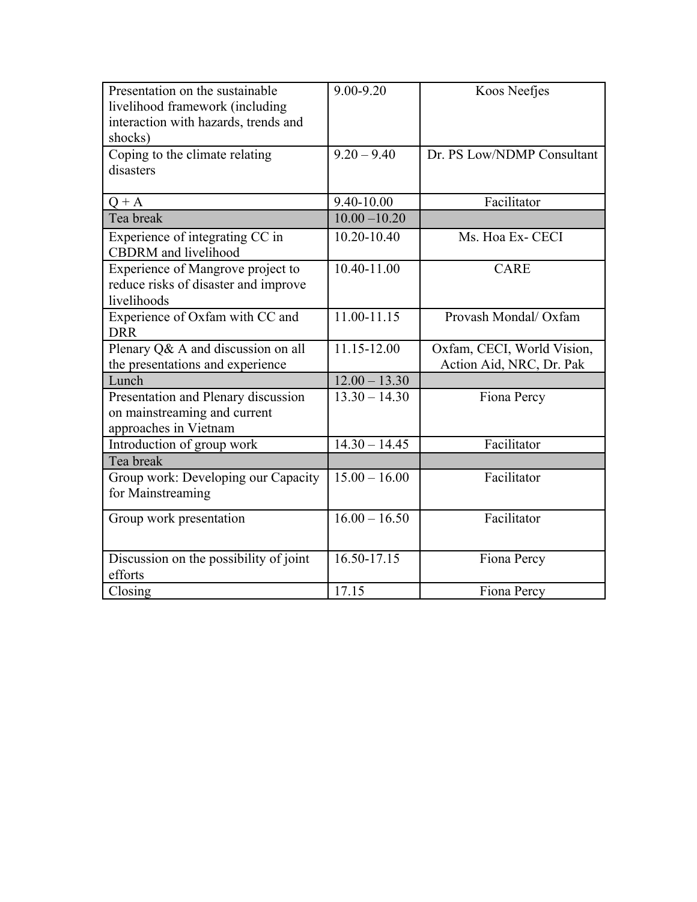| | | |
|---|---|---|
| Presentation on the sustainable livelihood framework (including interaction with hazards, trends and shocks) | 9.00-9.20 | Koos Neefjes |
| Coping to the climate relating disasters | 9.20 – 9.40 | Dr. PS Low/NDMP Consultant |
| Q + A | 9.40-10.00 | Facilitator |
| Tea break | 10.00 –10.20 | |
| Experience of integrating CC in CBDRM and livelihood | 10.20-10.40 | Ms. Hoa Ex- CECI |
| Experience of Mangrove project to reduce risks of disaster and improve livelihoods | 10.40-11.00 | CARE |
| Experience of Oxfam with CC and DRR | 11.00-11.15 | Provash Mondal/ Oxfam |
| Plenary Q& A and discussion on all the presentations and experience | 11.15-12.00 | Oxfam, CECI, World Vision, Action Aid, NRC, Dr. Pak |
| Lunch | 12.00 – 13.30 | |
| Presentation and Plenary discussion on mainstreaming and current approaches in Vietnam | 13.30 – 14.30 | Fiona Percy |
| Introduction of group work | 14.30 – 14.45 | Facilitator |
| Tea break | | |
| Group work: Developing our Capacity for Mainstreaming | 15.00 – 16.00 | Facilitator |
| Group work presentation | 16.00 – 16.50 | Facilitator |
| Discussion on the possibility of joint efforts | 16.50-17.15 | Fiona Percy |
| Closing | 17.15 | Fiona Percy |